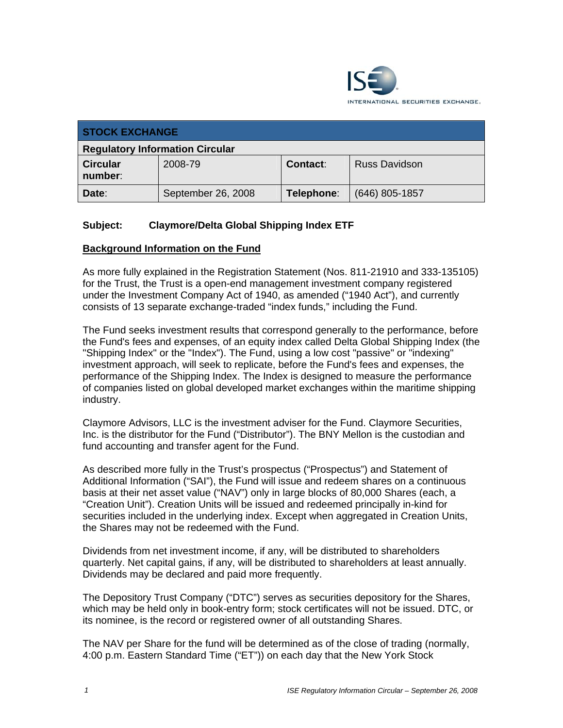| STOCK EXCHANGE | | | |
|---|---|---|---|
| **Regulatory Information Circular** | | | |
| **Circular number**: | 2008-79 | **Contact**: | Russ Davidson |
| **Date**: | September 26, 2008 | **Telephone**: | (646) 805-1857 |

**Subject: Claymore/Delta Global Shipping Index ETF**

## Background Information on the Fund

As more fully explained in the Registration Statement (Nos. 811-21910 and 333-135105) for the Trust, the Trust is a open-end management investment company registered under the Investment Company Act of 1940, as amended ("1940 Act"), and currently consists of 13 separate exchange-traded "index funds," including the Fund.

The Fund seeks investment results that correspond generally to the performance, before the Fund's fees and expenses, of an equity index called Delta Global Shipping Index (the "Shipping Index" or the "Index"). The Fund, using a low cost "passive" or "indexing" investment approach, will seek to replicate, before the Fund's fees and expenses, the performance of the Shipping Index. The Index is designed to measure the performance of companies listed on global developed market exchanges within the maritime shipping industry.

Claymore Advisors, LLC is the investment adviser for the Fund. Claymore Securities, Inc. is the distributor for the Fund ("Distributor"). The BNY Mellon is the custodian and fund accounting and transfer agent for the Fund.

As described more fully in the Trust's prospectus ("Prospectus") and Statement of Additional Information ("SAI"), the Fund will issue and redeem shares on a continuous basis at their net asset value ("NAV") only in large blocks of 80,000 Shares (each, a "Creation Unit"). Creation Units will be issued and redeemed principally in-kind for securities included in the underlying index. Except when aggregated in Creation Units, the Shares may not be redeemed with the Fund.

Dividends from net investment income, if any, will be distributed to shareholders quarterly. Net capital gains, if any, will be distributed to shareholders at least annually. Dividends may be declared and paid more frequently.

The Depository Trust Company ("DTC") serves as securities depository for the Shares, which may be held only in book-entry form; stock certificates will not be issued. DTC, or its nominee, is the record or registered owner of all outstanding Shares.

The NAV per Share for the fund will be determined as of the close of trading (normally, 4:00 p.m. Eastern Standard Time ("ET")) on each day that the New York Stock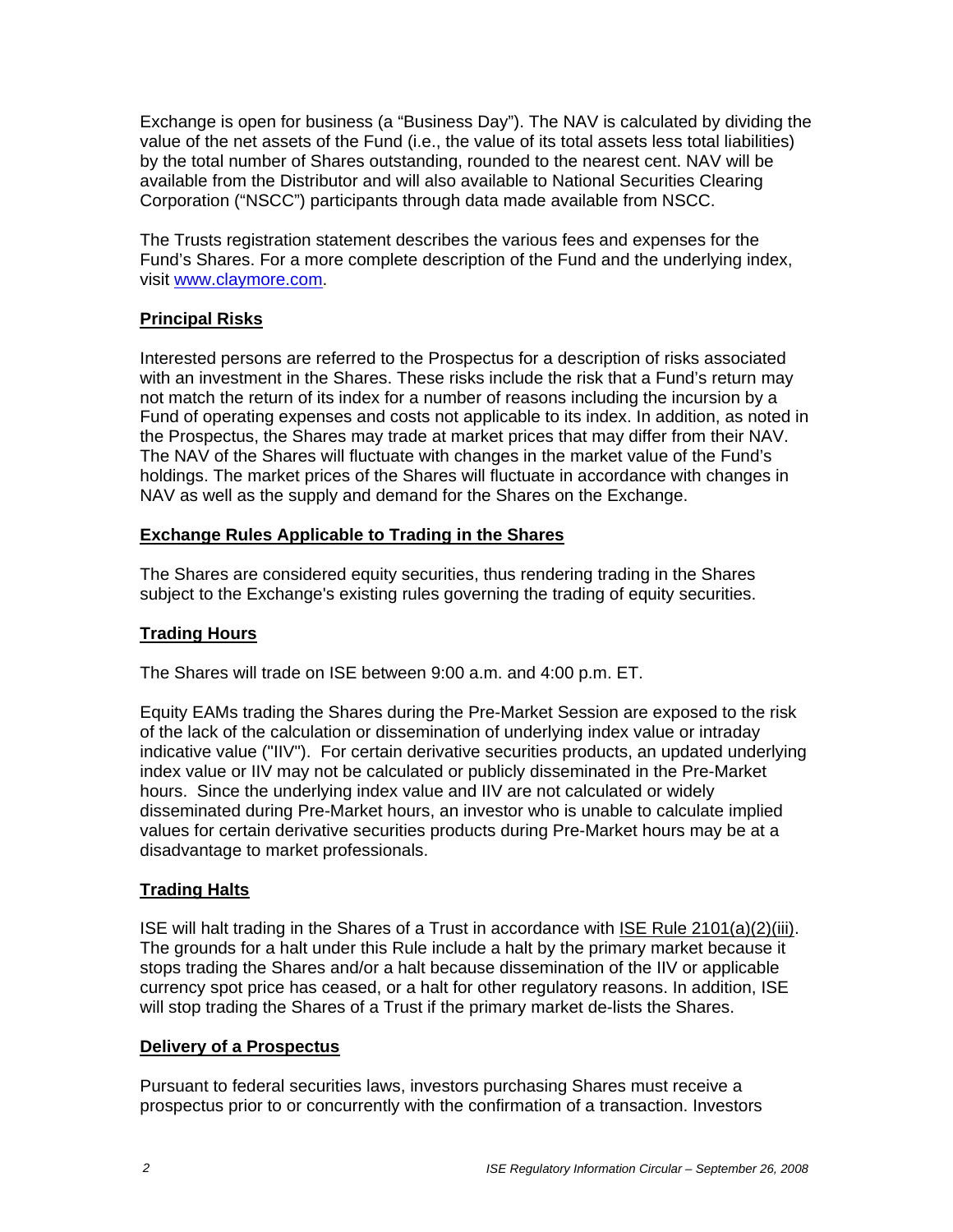Exchange is open for business (a "Business Day"). The NAV is calculated by dividing the value of the net assets of the Fund (i.e., the value of its total assets less total liabilities) by the total number of Shares outstanding, rounded to the nearest cent. NAV will be available from the Distributor and will also available to National Securities Clearing Corporation ("NSCC") participants through data made available from NSCC.

The Trusts registration statement describes the various fees and expenses for the Fund's Shares. For a more complete description of the Fund and the underlying index, visit www.claymore.com.

## Principal Risks

Interested persons are referred to the Prospectus for a description of risks associated with an investment in the Shares. These risks include the risk that a Fund's return may not match the return of its index for a number of reasons including the incursion by a Fund of operating expenses and costs not applicable to its index. In addition, as noted in the Prospectus, the Shares may trade at market prices that may differ from their NAV. The NAV of the Shares will fluctuate with changes in the market value of the Fund's holdings. The market prices of the Shares will fluctuate in accordance with changes in NAV as well as the supply and demand for the Shares on the Exchange.

## Exchange Rules Applicable to Trading in the Shares

The Shares are considered equity securities, thus rendering trading in the Shares subject to the Exchange's existing rules governing the trading of equity securities.

## Trading Hours

The Shares will trade on ISE between 9:00 a.m. and 4:00 p.m. ET.

Equity EAMs trading the Shares during the Pre-Market Session are exposed to the risk of the lack of the calculation or dissemination of underlying index value or intraday indicative value ("IIV"). For certain derivative securities products, an updated underlying index value or IIV may not be calculated or publicly disseminated in the Pre-Market hours. Since the underlying index value and IIV are not calculated or widely disseminated during Pre-Market hours, an investor who is unable to calculate implied values for certain derivative securities products during Pre-Market hours may be at a disadvantage to market professionals.

## Trading Halts

ISE will halt trading in the Shares of a Trust in accordance with ISE Rule 2101(a)(2)(iii). The grounds for a halt under this Rule include a halt by the primary market because it stops trading the Shares and/or a halt because dissemination of the IIV or applicable currency spot price has ceased, or a halt for other regulatory reasons. In addition, ISE will stop trading the Shares of a Trust if the primary market de-lists the Shares.

## Delivery of a Prospectus

Pursuant to federal securities laws, investors purchasing Shares must receive a prospectus prior to or concurrently with the confirmation of a transaction. Investors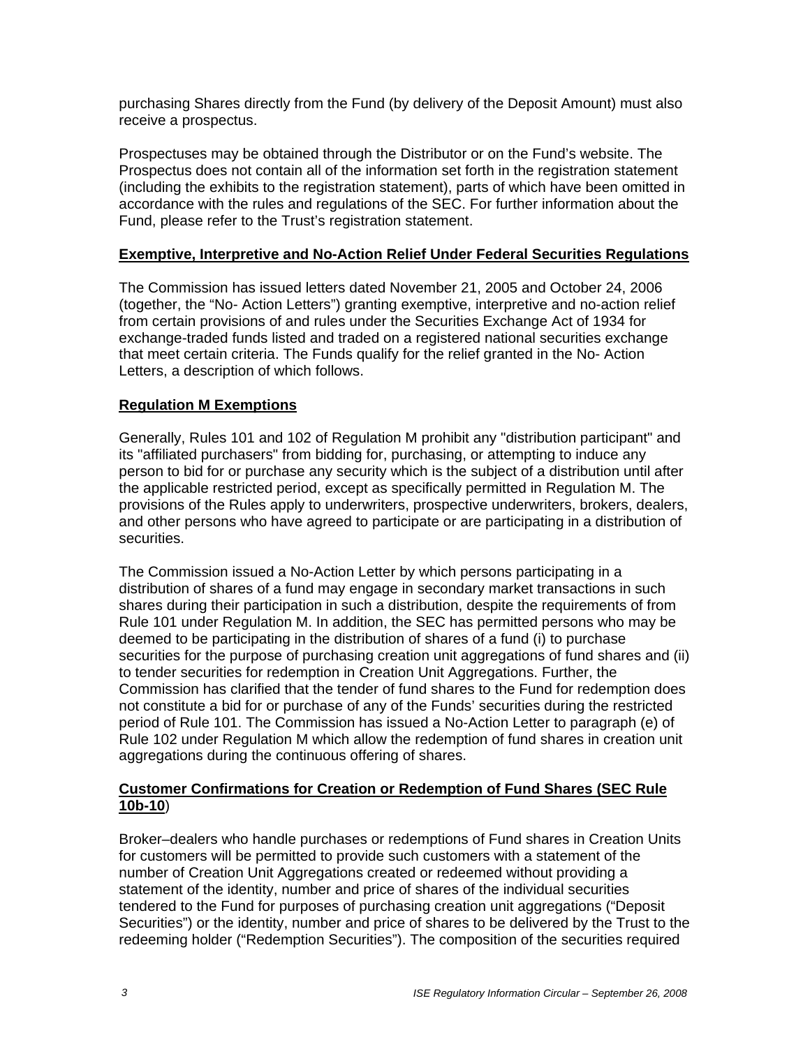purchasing Shares directly from the Fund (by delivery of the Deposit Amount) must also receive a prospectus.

Prospectuses may be obtained through the Distributor or on the Fund's website. The Prospectus does not contain all of the information set forth in the registration statement (including the exhibits to the registration statement), parts of which have been omitted in accordance with the rules and regulations of the SEC. For further information about the Fund, please refer to the Trust's registration statement.

**Exemptive, Interpretive and No-Action Relief Under Federal Securities Regulations**

The Commission has issued letters dated November 21, 2005 and October 24, 2006 (together, the "No- Action Letters") granting exemptive, interpretive and no-action relief from certain provisions of and rules under the Securities Exchange Act of 1934 for exchange-traded funds listed and traded on a registered national securities exchange that meet certain criteria. The Funds qualify for the relief granted in the No- Action Letters, a description of which follows.

**Regulation M Exemptions**

Generally, Rules 101 and 102 of Regulation M prohibit any "distribution participant" and its "affiliated purchasers" from bidding for, purchasing, or attempting to induce any person to bid for or purchase any security which is the subject of a distribution until after the applicable restricted period, except as specifically permitted in Regulation M. The provisions of the Rules apply to underwriters, prospective underwriters, brokers, dealers, and other persons who have agreed to participate or are participating in a distribution of securities.

The Commission issued a No-Action Letter by which persons participating in a distribution of shares of a fund may engage in secondary market transactions in such shares during their participation in such a distribution, despite the requirements of from Rule 101 under Regulation M. In addition, the SEC has permitted persons who may be deemed to be participating in the distribution of shares of a fund (i) to purchase securities for the purpose of purchasing creation unit aggregations of fund shares and (ii) to tender securities for redemption in Creation Unit Aggregations. Further, the Commission has clarified that the tender of fund shares to the Fund for redemption does not constitute a bid for or purchase of any of the Funds' securities during the restricted period of Rule 101. The Commission has issued a No-Action Letter to paragraph (e) of Rule 102 under Regulation M which allow the redemption of fund shares in creation unit aggregations during the continuous offering of shares.

**Customer Confirmations for Creation or Redemption of Fund Shares (SEC Rule 10b-10)**

Broker–dealers who handle purchases or redemptions of Fund shares in Creation Units for customers will be permitted to provide such customers with a statement of the number of Creation Unit Aggregations created or redeemed without providing a statement of the identity, number and price of shares of the individual securities tendered to the Fund for purposes of purchasing creation unit aggregations ("Deposit Securities") or the identity, number and price of shares to be delivered by the Trust to the redeeming holder ("Redemption Securities"). The composition of the securities required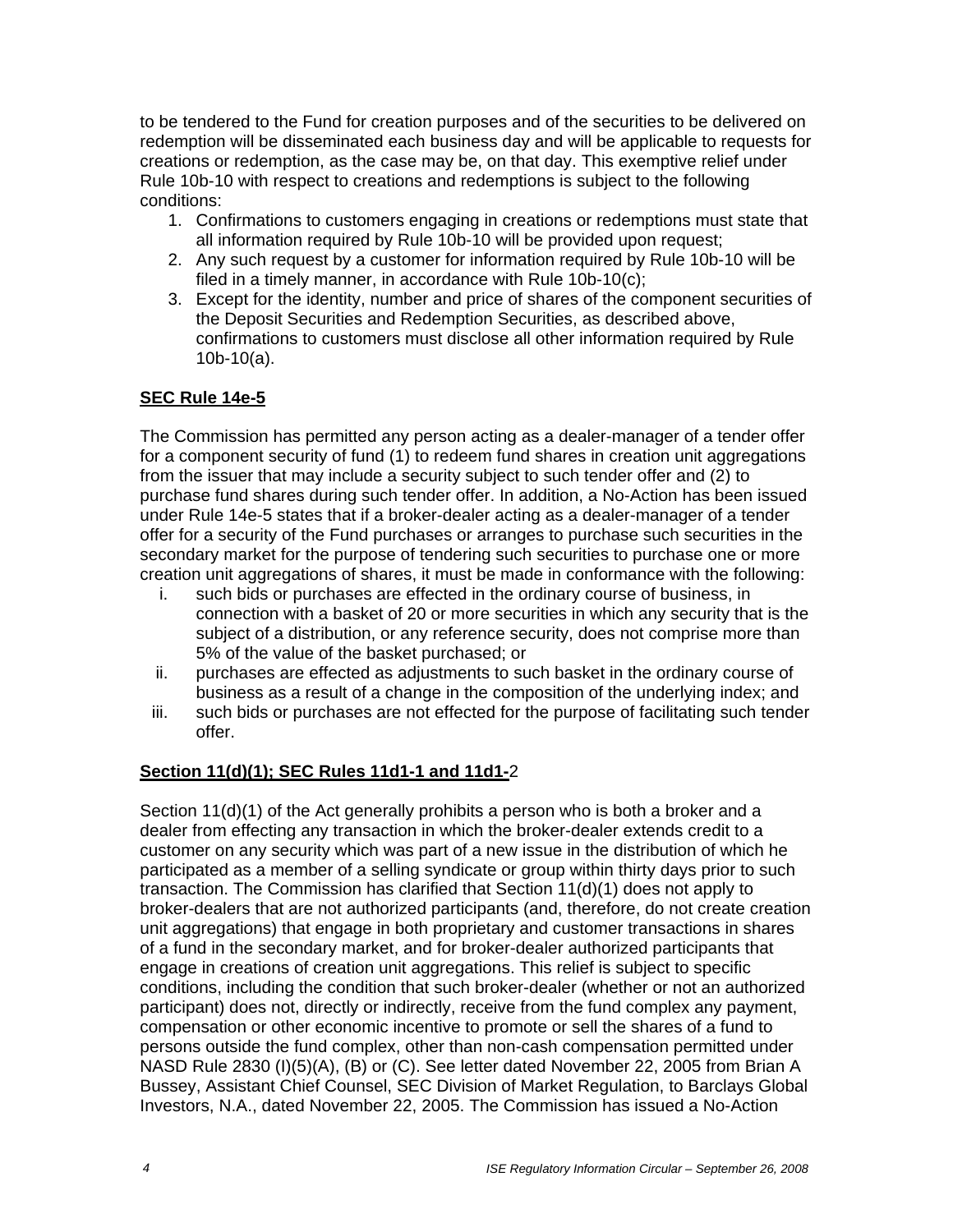to be tendered to the Fund for creation purposes and of the securities to be delivered on redemption will be disseminated each business day and will be applicable to requests for creations or redemption, as the case may be, on that day. This exemptive relief under Rule 10b-10 with respect to creations and redemptions is subject to the following conditions:

1. Confirmations to customers engaging in creations or redemptions must state that all information required by Rule 10b-10 will be provided upon request;
2. Any such request by a customer for information required by Rule 10b-10 will be filed in a timely manner, in accordance with Rule 10b-10(c);
3. Except for the identity, number and price of shares of the component securities of the Deposit Securities and Redemption Securities, as described above, confirmations to customers must disclose all other information required by Rule 10b-10(a).

**SEC Rule 14e-5**

The Commission has permitted any person acting as a dealer-manager of a tender offer for a component security of fund (1) to redeem fund shares in creation unit aggregations from the issuer that may include a security subject to such tender offer and (2) to purchase fund shares during such tender offer. In addition, a No-Action has been issued under Rule 14e-5 states that if a broker-dealer acting as a dealer-manager of a tender offer for a security of the Fund purchases or arranges to purchase such securities in the secondary market for the purpose of tendering such securities to purchase one or more creation unit aggregations of shares, it must be made in conformance with the following:

i. such bids or purchases are effected in the ordinary course of business, in connection with a basket of 20 or more securities in which any security that is the subject of a distribution, or any reference security, does not comprise more than 5% of the value of the basket purchased; or
ii. purchases are effected as adjustments to such basket in the ordinary course of business as a result of a change in the composition of the underlying index; and
iii. such bids or purchases are not effected for the purpose of facilitating such tender offer.

**Section 11(d)(1); SEC Rules 11d1-1 and 11d1-**2

Section 11(d)(1) of the Act generally prohibits a person who is both a broker and a dealer from effecting any transaction in which the broker-dealer extends credit to a customer on any security which was part of a new issue in the distribution of which he participated as a member of a selling syndicate or group within thirty days prior to such transaction. The Commission has clarified that Section 11(d)(1) does not apply to broker-dealers that are not authorized participants (and, therefore, do not create creation unit aggregations) that engage in both proprietary and customer transactions in shares of a fund in the secondary market, and for broker-dealer authorized participants that engage in creations of creation unit aggregations. This relief is subject to specific conditions, including the condition that such broker-dealer (whether or not an authorized participant) does not, directly or indirectly, receive from the fund complex any payment, compensation or other economic incentive to promote or sell the shares of a fund to persons outside the fund complex, other than non-cash compensation permitted under NASD Rule 2830 (I)(5)(A), (B) or (C). See letter dated November 22, 2005 from Brian A Bussey, Assistant Chief Counsel, SEC Division of Market Regulation, to Barclays Global Investors, N.A., dated November 22, 2005. The Commission has issued a No-Action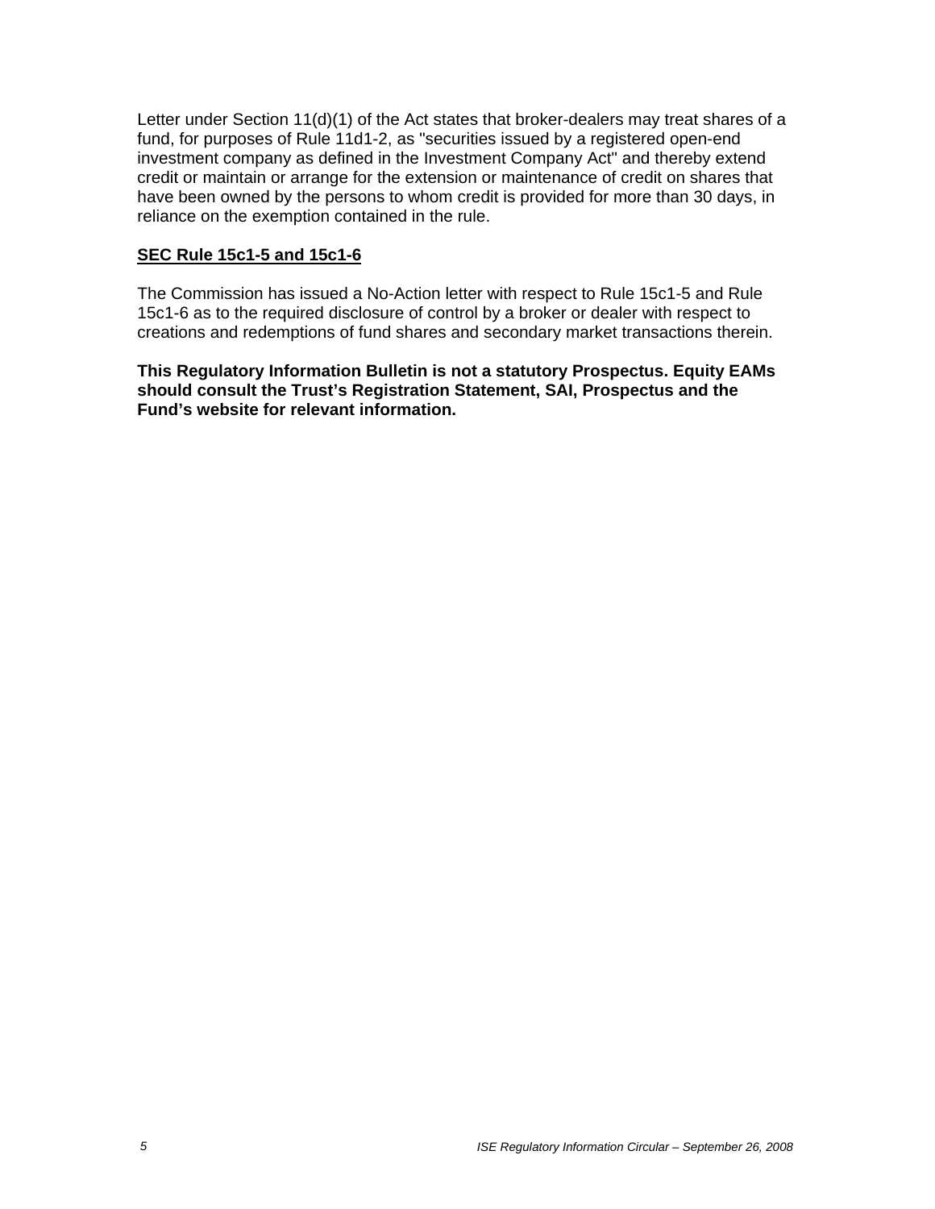Letter under Section 11(d)(1) of the Act states that broker-dealers may treat shares of a fund, for purposes of Rule 11d1-2, as "securities issued by a registered open-end investment company as defined in the Investment Company Act" and thereby extend credit or maintain or arrange for the extension or maintenance of credit on shares that have been owned by the persons to whom credit is provided for more than 30 days, in reliance on the exemption contained in the rule.

**SEC Rule 15c1-5 and 15c1-6**

The Commission has issued a No-Action letter with respect to Rule 15c1-5 and Rule 15c1-6 as to the required disclosure of control by a broker or dealer with respect to creations and redemptions of fund shares and secondary market transactions therein.

**This Regulatory Information Bulletin is not a statutory Prospectus. Equity EAMs should consult the Trust's Registration Statement, SAI, Prospectus and the Fund's website for relevant information.**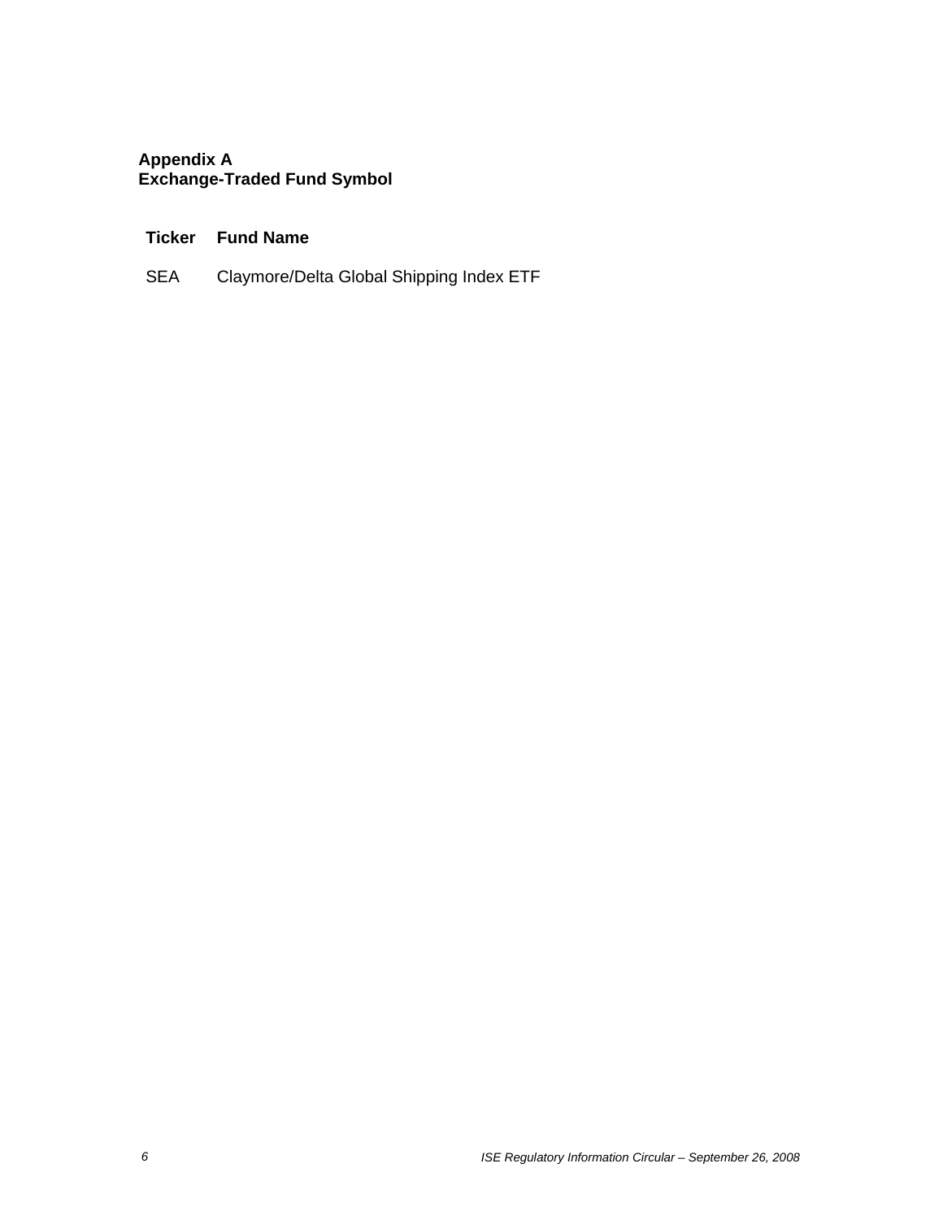**Appendix A**
**Exchange-Traded Fund Symbol**

| Ticker | Fund Name |
|---|---|
| SEA | Claymore/Delta Global Shipping Index ETF |